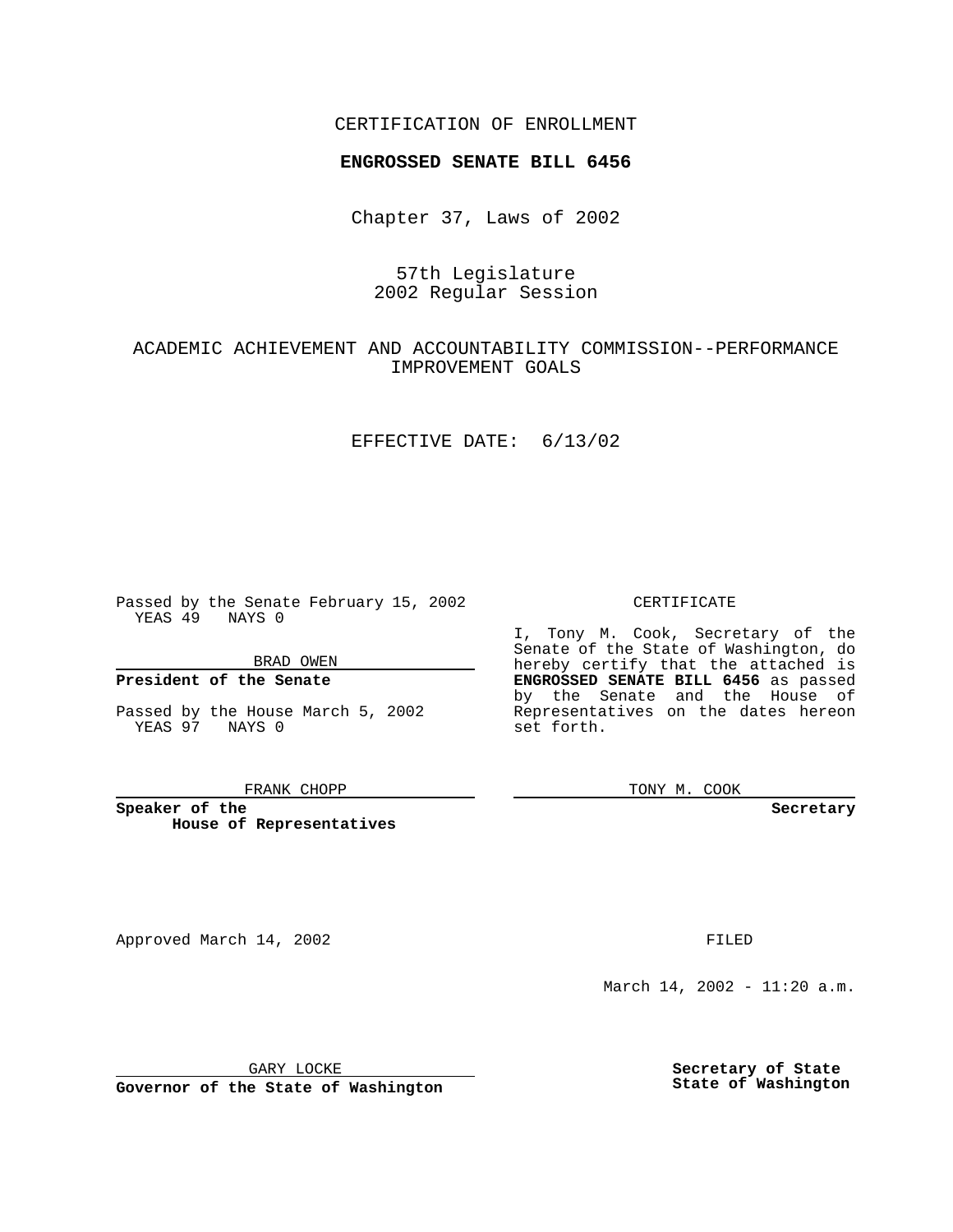CERTIFICATION OF ENROLLMENT

**ENGROSSED SENATE BILL 6456**

Chapter 37, Laws of 2002

57th Legislature
2002 Regular Session

ACADEMIC ACHIEVEMENT AND ACCOUNTABILITY COMMISSION--PERFORMANCE IMPROVEMENT GOALS

EFFECTIVE DATE: 6/13/02

Passed by the Senate February 15, 2002
YEAS 49 NAYS 0

BRAD OWEN

**President of the Senate**

Passed by the House March 5, 2002
YEAS 97 NAYS 0

FRANK CHOPP

**Speaker of the House of Representatives**

CERTIFICATE

I, Tony M. Cook, Secretary of the Senate of the State of Washington, do hereby certify that the attached is **ENGROSSED SENATE BILL 6456** as passed by the Senate and the House of Representatives on the dates hereon set forth.

TONY M. COOK

**Secretary**

Approved March 14, 2002

GARY LOCKE

**Governor of the State of Washington**

FILED

March 14, 2002 - 11:20 a.m.

**Secretary of State**
**State of Washington**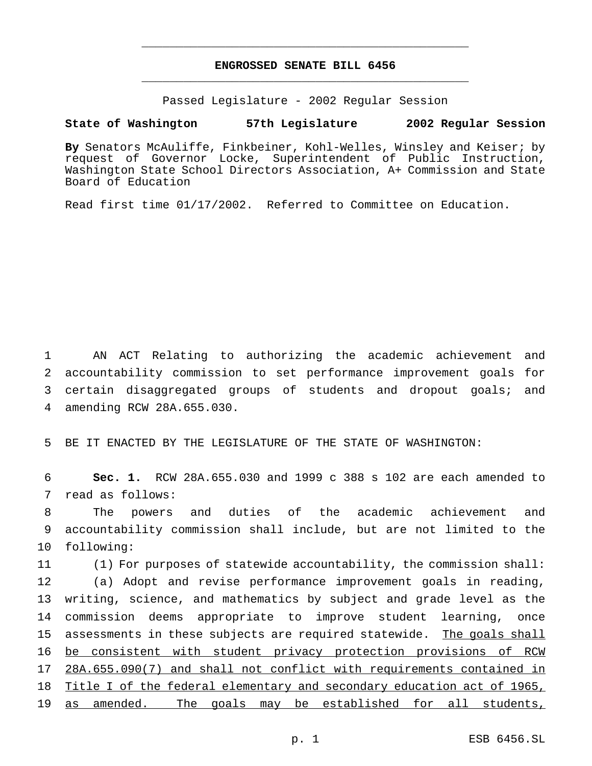# ENGROSSED SENATE BILL 6456

Passed Legislature - 2002 Regular Session

**State of Washington 57th Legislature 2002 Regular Session**

**By** Senators McAuliffe, Finkbeiner, Kohl-Welles, Winsley and Keiser; by request of Governor Locke, Superintendent of Public Instruction, Washington State School Directors Association, A+ Commission and State Board of Education

Read first time 01/17/2002. Referred to Committee on Education.

1 AN ACT Relating to authorizing the academic achievement and 2 accountability commission to set performance improvement goals for 3 certain disaggregated groups of students and dropout goals; and 4 amending RCW 28A.655.030.

5 BE IT ENACTED BY THE LEGISLATURE OF THE STATE OF WASHINGTON:

6 **Sec. 1.** RCW 28A.655.030 and 1999 c 388 s 102 are each amended to 7 read as follows:

8 The powers and duties of the academic achievement and 9 accountability commission shall include, but are not limited to the 10 following:

11 (1) For purposes of statewide accountability, the commission shall:

12 (a) Adopt and revise performance improvement goals in reading, 13 writing, science, and mathematics by subject and grade level as the 14 commission deems appropriate to improve student learning, once 15 assessments in these subjects are required statewide. <u>The goals shall</u> 16 <u>be consistent with student privacy protection provisions of RCW</u> 17 <u>28A.655.090(7) and shall not conflict with requirements contained in</u> 18 <u>Title I of the federal elementary and secondary education act of 1965,</u> 19 <u>as amended. The goals may be established for all students,</u>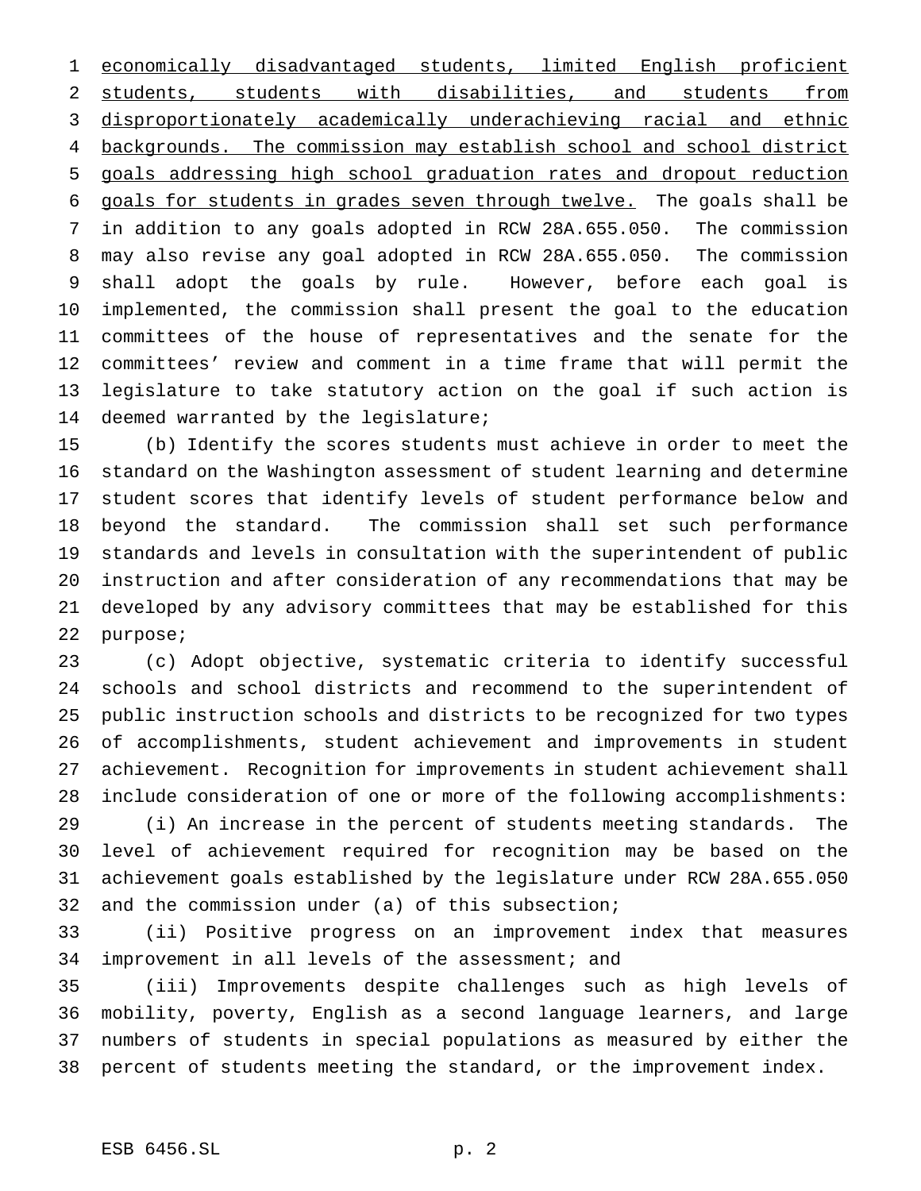economically disadvantaged students, limited English proficient students, students with disabilities, and students from disproportionately academically underachieving racial and ethnic backgrounds. The commission may establish school and school district goals addressing high school graduation rates and dropout reduction goals for students in grades seven through twelve. The goals shall be in addition to any goals adopted in RCW 28A.655.050. The commission may also revise any goal adopted in RCW 28A.655.050. The commission shall adopt the goals by rule. However, before each goal is implemented, the commission shall present the goal to the education committees of the house of representatives and the senate for the committees' review and comment in a time frame that will permit the legislature to take statutory action on the goal if such action is deemed warranted by the legislature;

(b) Identify the scores students must achieve in order to meet the standard on the Washington assessment of student learning and determine student scores that identify levels of student performance below and beyond the standard. The commission shall set such performance standards and levels in consultation with the superintendent of public instruction and after consideration of any recommendations that may be developed by any advisory committees that may be established for this purpose;

(c) Adopt objective, systematic criteria to identify successful schools and school districts and recommend to the superintendent of public instruction schools and districts to be recognized for two types of accomplishments, student achievement and improvements in student achievement. Recognition for improvements in student achievement shall include consideration of one or more of the following accomplishments:

(i) An increase in the percent of students meeting standards. The level of achievement required for recognition may be based on the achievement goals established by the legislature under RCW 28A.655.050 and the commission under (a) of this subsection;

(ii) Positive progress on an improvement index that measures improvement in all levels of the assessment; and

(iii) Improvements despite challenges such as high levels of mobility, poverty, English as a second language learners, and large numbers of students in special populations as measured by either the percent of students meeting the standard, or the improvement index.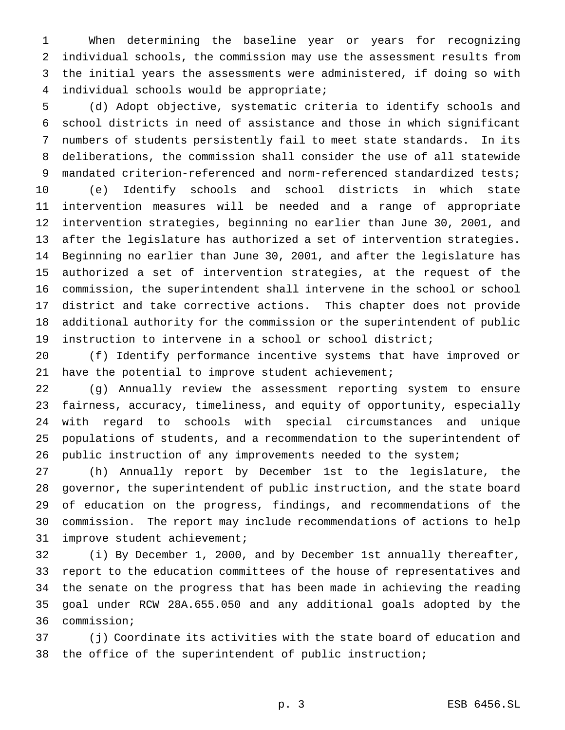When determining the baseline year or years for recognizing individual schools, the commission may use the assessment results from the initial years the assessments were administered, if doing so with individual schools would be appropriate;

(d) Adopt objective, systematic criteria to identify schools and school districts in need of assistance and those in which significant numbers of students persistently fail to meet state standards. In its deliberations, the commission shall consider the use of all statewide mandated criterion-referenced and norm-referenced standardized tests;

(e) Identify schools and school districts in which state intervention measures will be needed and a range of appropriate intervention strategies, beginning no earlier than June 30, 2001, and after the legislature has authorized a set of intervention strategies. Beginning no earlier than June 30, 2001, and after the legislature has authorized a set of intervention strategies, at the request of the commission, the superintendent shall intervene in the school or school district and take corrective actions. This chapter does not provide additional authority for the commission or the superintendent of public instruction to intervene in a school or school district;

(f) Identify performance incentive systems that have improved or have the potential to improve student achievement;

(g) Annually review the assessment reporting system to ensure fairness, accuracy, timeliness, and equity of opportunity, especially with regard to schools with special circumstances and unique populations of students, and a recommendation to the superintendent of public instruction of any improvements needed to the system;

(h) Annually report by December 1st to the legislature, the governor, the superintendent of public instruction, and the state board of education on the progress, findings, and recommendations of the commission. The report may include recommendations of actions to help improve student achievement;

(i) By December 1, 2000, and by December 1st annually thereafter, report to the education committees of the house of representatives and the senate on the progress that has been made in achieving the reading goal under RCW 28A.655.050 and any additional goals adopted by the commission;

(j) Coordinate its activities with the state board of education and the office of the superintendent of public instruction;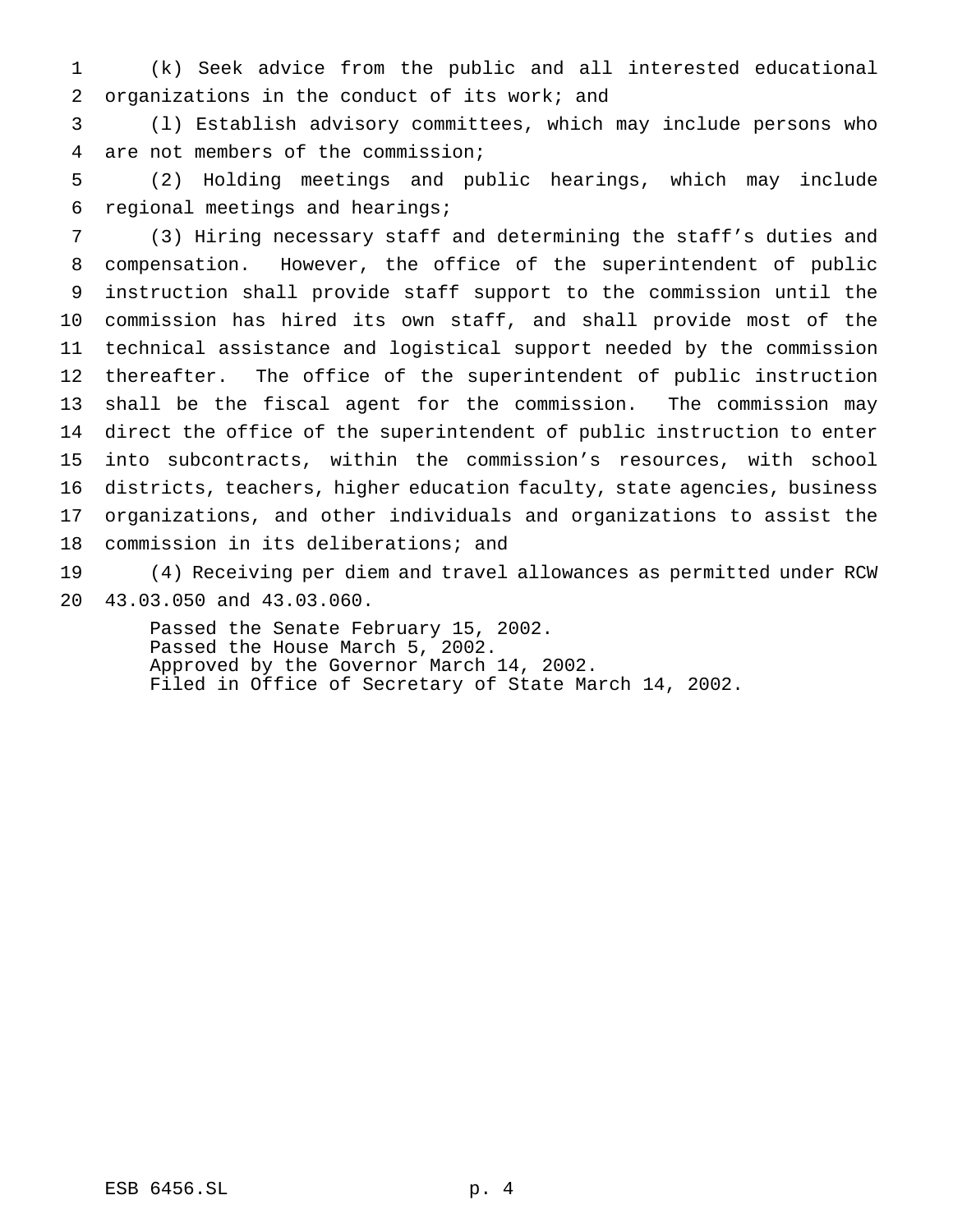(k) Seek advice from the public and all interested educational organizations in the conduct of its work; and

(l) Establish advisory committees, which may include persons who are not members of the commission;

(2) Holding meetings and public hearings, which may include regional meetings and hearings;

(3) Hiring necessary staff and determining the staff's duties and compensation. However, the office of the superintendent of public instruction shall provide staff support to the commission until the commission has hired its own staff, and shall provide most of the technical assistance and logistical support needed by the commission thereafter. The office of the superintendent of public instruction shall be the fiscal agent for the commission. The commission may direct the office of the superintendent of public instruction to enter into subcontracts, within the commission's resources, with school districts, teachers, higher education faculty, state agencies, business organizations, and other individuals and organizations to assist the commission in its deliberations; and

(4) Receiving per diem and travel allowances as permitted under RCW 43.03.050 and 43.03.060.

Passed the Senate February 15, 2002.
Passed the House March 5, 2002.
Approved by the Governor March 14, 2002.
Filed in Office of Secretary of State March 14, 2002.